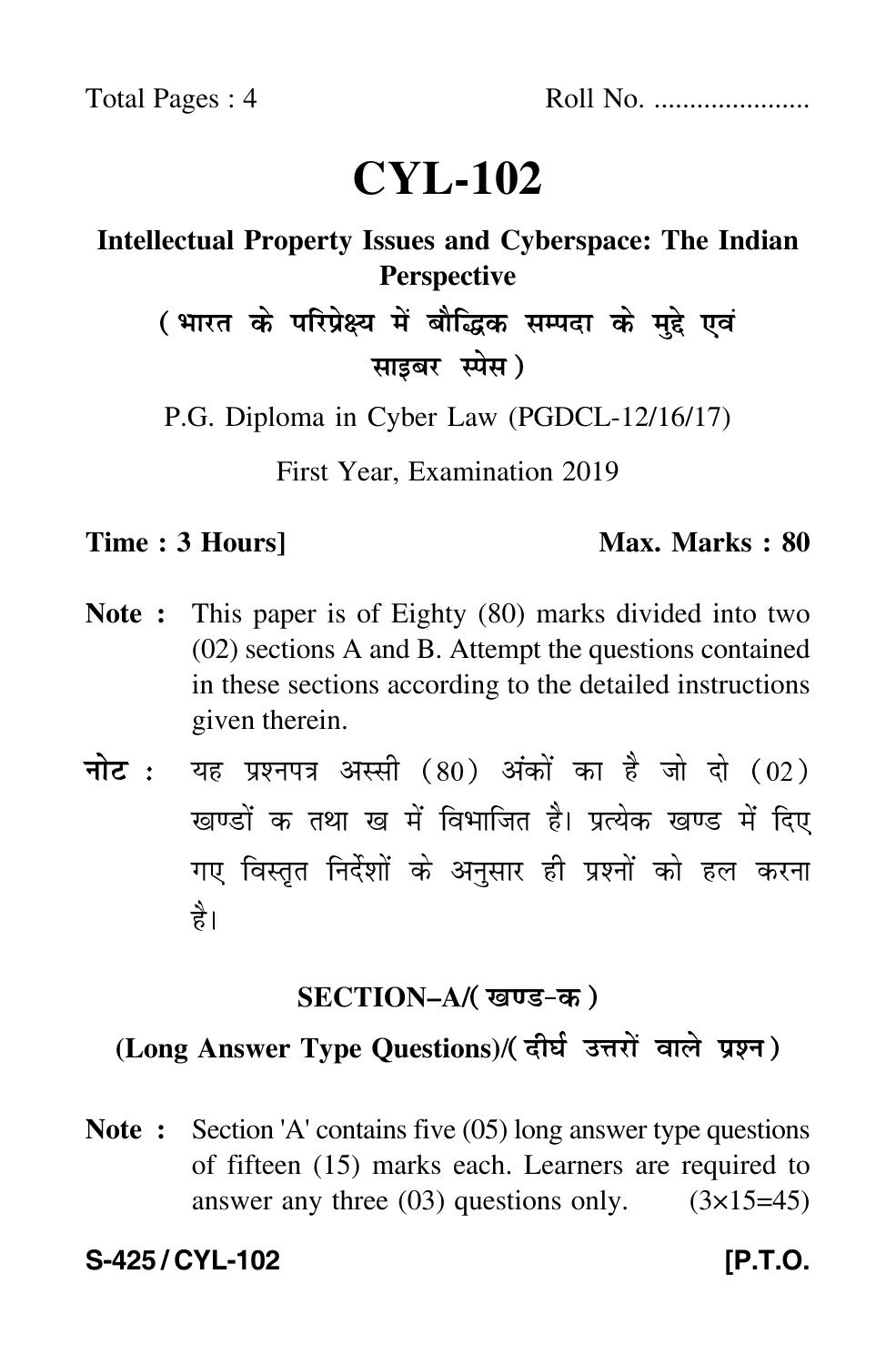Total Pages : 4 Roll No. .....................

# CYL-102

## Intellectual Property Issues and Cyberspace: The Indian Perspective

## (भारत के परिप्रेक्ष्य में बौद्धिक सम्पदा के मुद्दे एवं साइबर स्पेस)

P.G. Diploma in Cyber Law (PGDCL-12/16/17)

First Year, Examination 2019

**Time : 3 Hours]** **Max. Marks : 80**

**Note :** This paper is of Eighty (80) marks divided into two (02) sections A and B. Attempt the questions contained in these sections according to the detailed instructions given therein.

**नोट :** यह प्रश्नपत्र अस्सी (80) अंकों का है जो दो (02) खण्डों क तथा ख में विभाजित है। प्रत्येक खण्ड में दिए गए विस्तृत निर्देशों के अनुसार ही प्रश्नों को हल करना है।

### SECTION–A/(खण्ड-क)

### (Long Answer Type Questions)/(दीर्घ उत्तरों वाले प्रश्न)

**Note :** Section 'A' contains five (05) long answer type questions of fifteen (15) marks each. Learners are required to answer any three (03) questions only. (3×15=45)

**S-425 / CYL-102** **[P.T.O.**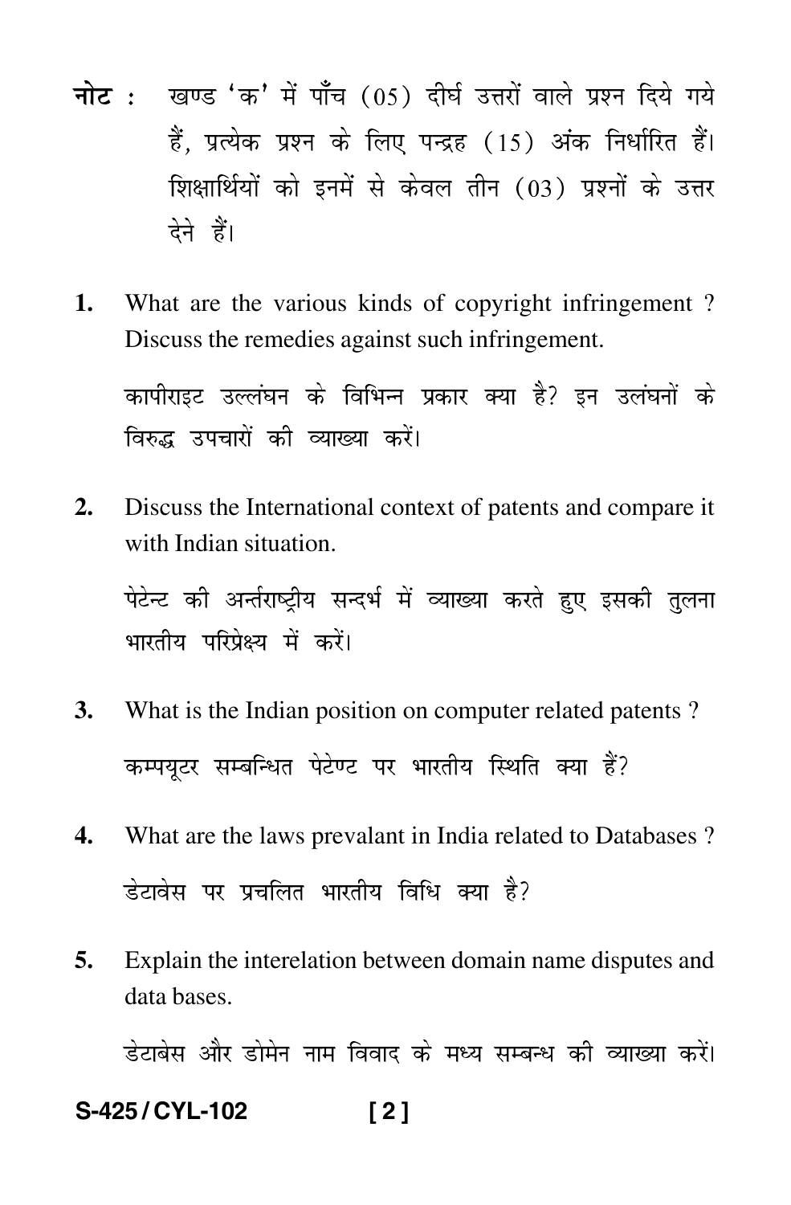**नोट :** खण्ड 'क' में पाँच (05) दीर्घ उत्तरों वाले प्रश्न दिये गये हैं, प्रत्येक प्रश्न के लिए पन्द्रह (15) अंक निर्धारित हैं। शिक्षार्थियों को इनमें से केवल तीन (03) प्रश्नों के उत्तर देने हैं।

1. What are the various kinds of copyright infringement ? Discuss the remedies against such infringement.

   कापीराइट उल्लंघन के विभिन्न प्रकार क्या है? इन उलंघनों के विरुद्ध उपचारों की व्याख्या करें।

2. Discuss the International context of patents and compare it with Indian situation.

   पेटेन्ट की अर्न्तराष्ट्रीय सन्दर्भ में व्याख्या करते हुए इसकी तुलना भारतीय परिप्रेक्ष्य में करें।

3. What is the Indian position on computer related patents ?

   कम्पयूटर सम्बन्धित पेटेण्ट पर भारतीय स्थिति क्या हैं?

4. What are the laws prevalant in India related to Databases ?

   डेटावेस पर प्रचलित भारतीय विधि क्या है?

5. Explain the interelation between domain name disputes and data bases.

   डेटाबेस और डोमेन नाम विवाद के मध्य सम्बन्ध की व्याख्या करें।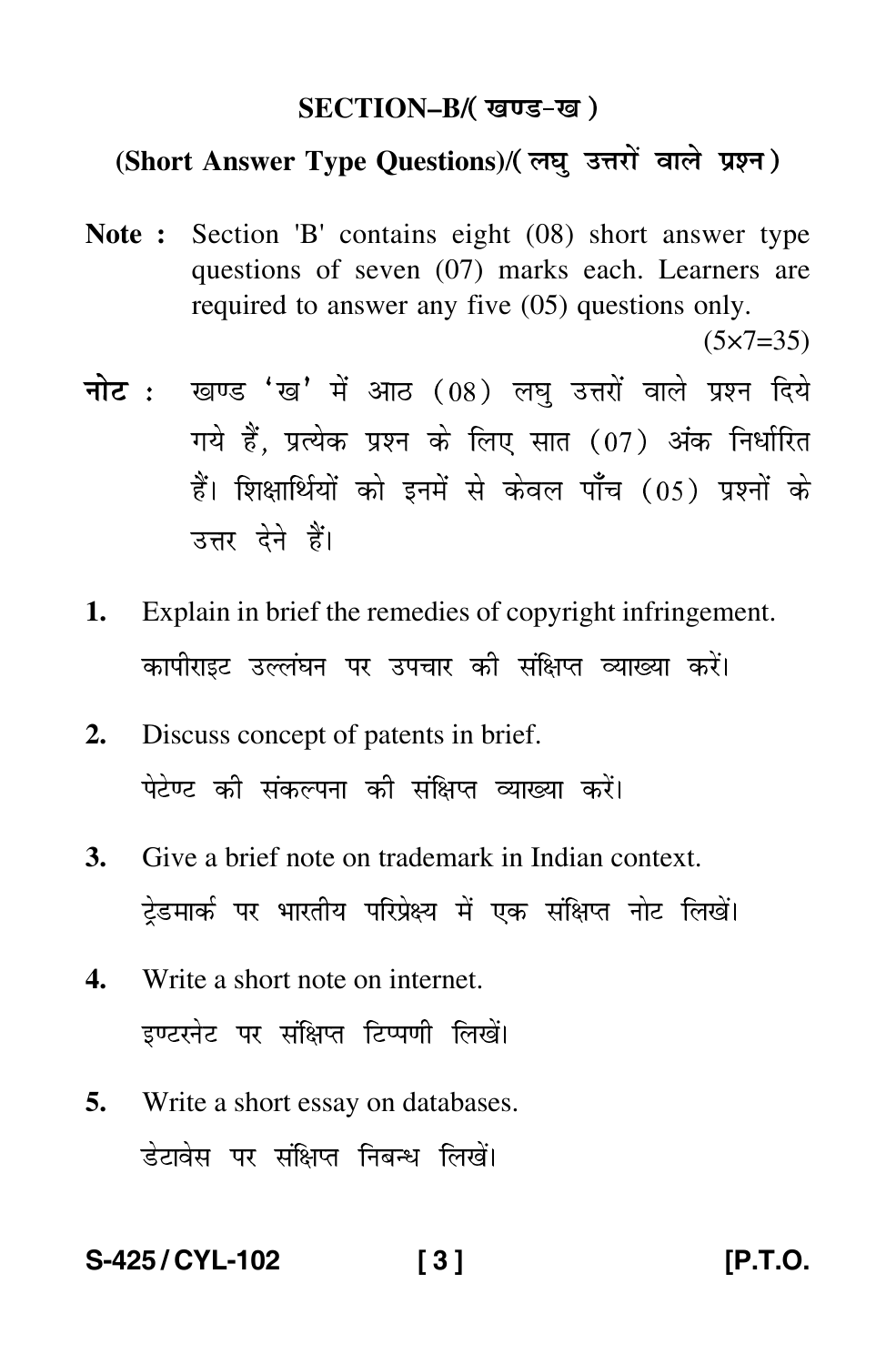## SECTION–B/( खण्ड-ख )

### (Short Answer Type Questions)/( लघु उत्तरों वाले प्रश्न )

**Note :** Section 'B' contains eight (08) short answer type questions of seven (07) marks each. Learners are required to answer any five (05) questions only.

(5×7=35)

**नोट :** खण्ड 'ख' में आठ (08) लघु उत्तरों वाले प्रश्न दिये गये हैं, प्रत्येक प्रश्न के लिए सात (07) अंक निर्धारित हैं। शिक्षार्थियों को इनमें से केवल पाँच (05) प्रश्नों के उत्तर देने हैं।

**1.** Explain in brief the remedies of copyright infringement.

कापीराइट उल्लंघन पर उपचार की संक्षिप्त व्याख्या करें।

**2.** Discuss concept of patents in brief.

पेटेण्ट की संकल्पना की संक्षिप्त व्याख्या करें।

**3.** Give a brief note on trademark in Indian context.

ट्रेडमार्क पर भारतीय परिप्रेक्ष्य में एक संक्षिप्त नोट लिखें।

**4.** Write a short note on internet.

इण्टरनेट पर संक्षिप्त टिप्पणी लिखें।

**5.** Write a short essay on databases.

डेटावेस पर संक्षिप्त निबन्ध लिखें।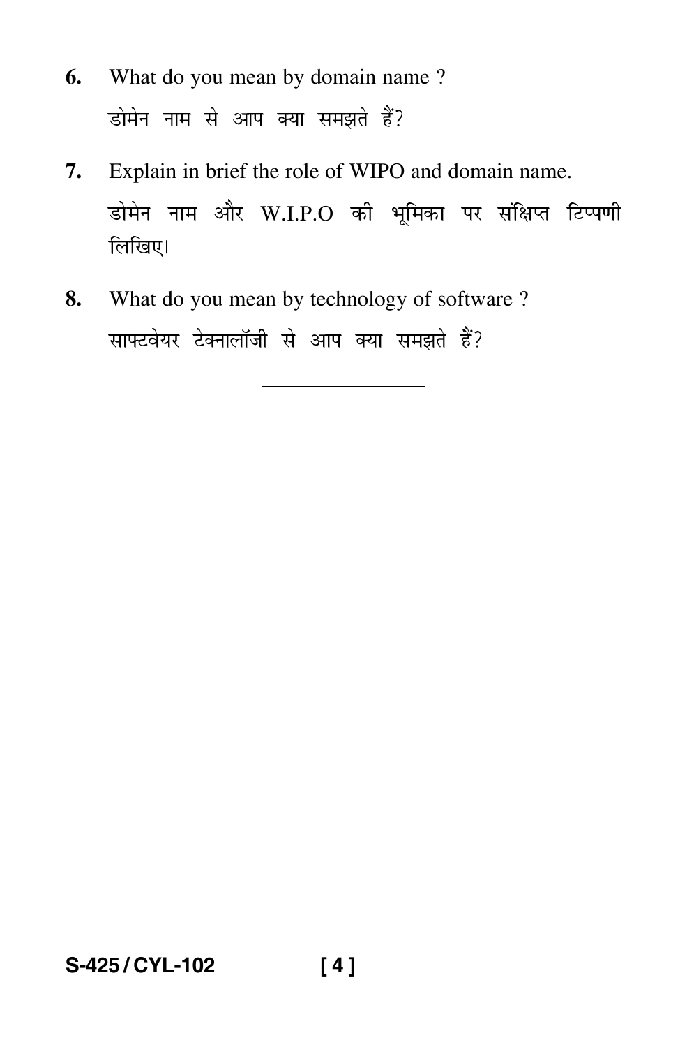6. What do you mean by domain name ?

   डोमेन नाम से आप क्या समझते हैं?

7. Explain in brief the role of WIPO and domain name.

   डोमेन नाम और W.I.P.O की भूमिका पर संक्षिप्त टिप्पणी लिखिए।

8. What do you mean by technology of software ?

   साफ्टवेयर टेक्नालॉजी से आप क्या समझते हैं?

---

S-425 / CYL-102